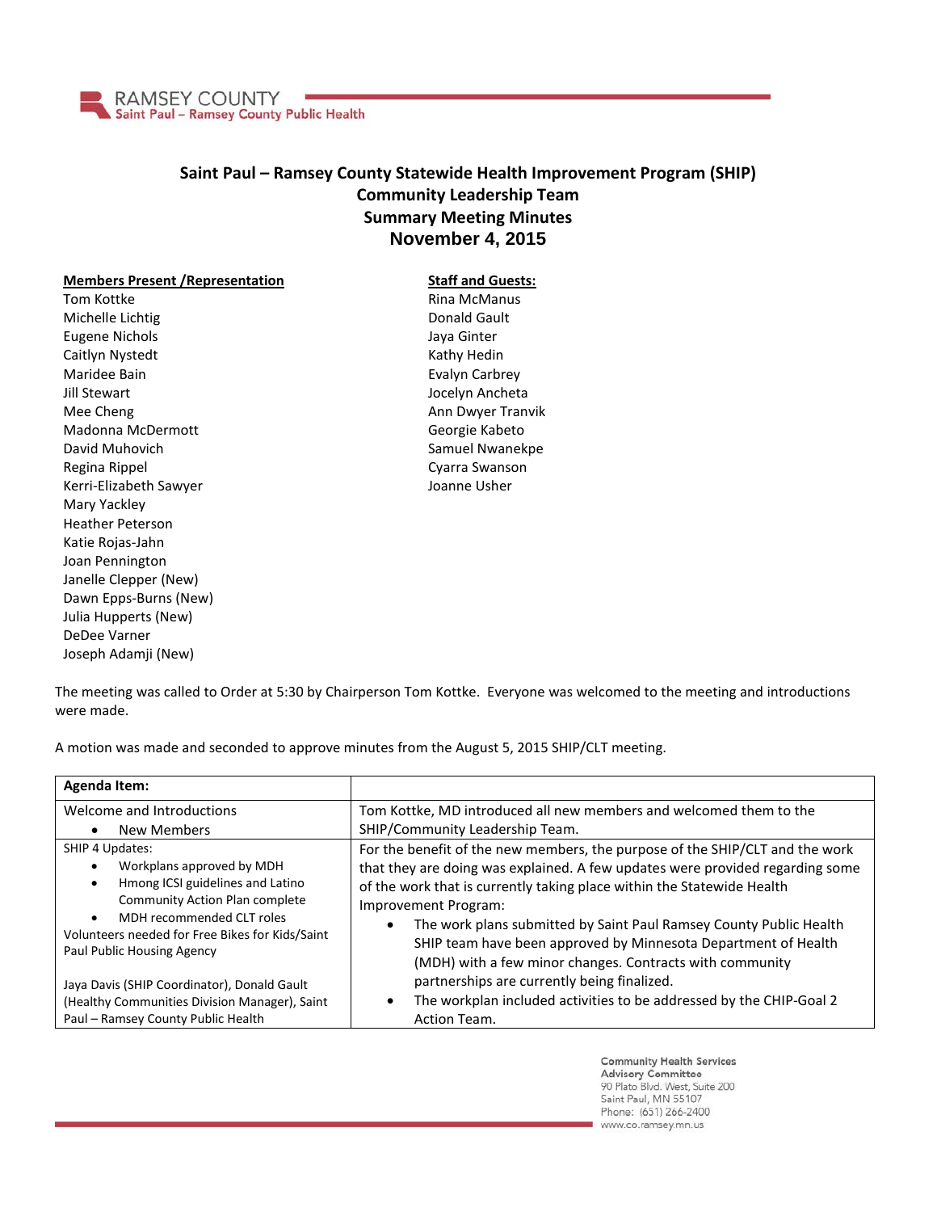RAMSEY COUNTY
Saint Paul – Ramsey County Public Health

# Saint Paul – Ramsey County Statewide Health Improvement Program (SHIP)
## Community Leadership Team
## Summary Meeting Minutes
## November 4, 2015

**Members Present /Representation**

Tom Kottke
Michelle Lichtig
Eugene Nichols
Caitlyn Nystedt
Maridee Bain
Jill Stewart
Mee Cheng
Madonna McDermott
David Muhovich
Regina Rippel
Kerri-Elizabeth Sawyer
Mary Yackley
Heather Peterson
Katie Rojas-Jahn
Joan Pennington
Janelle Clepper (New)
Dawn Epps-Burns (New)
Julia Hupperts (New)
DeDee Varner
Joseph Adamji (New)

**Staff and Guests:**

Rina McManus
Donald Gault
Jaya Ginter
Kathy Hedin
Evalyn Carbrey
Jocelyn Ancheta
Ann Dwyer Tranvik
Georgie Kabeto
Samuel Nwanekpe
Cyarra Swanson
Joanne Usher

The meeting was called to Order at 5:30 by Chairperson Tom Kottke. Everyone was welcomed to the meeting and introductions were made.

A motion was made and seconded to approve minutes from the August 5, 2015 SHIP/CLT meeting.

| Agenda Item: | |
|---|---|
| Welcome and Introductions<br>• New Members | Tom Kottke, MD introduced all new members and welcomed them to the SHIP/Community Leadership Team. |
| SHIP 4 Updates:<br>• Workplans approved by MDH<br>• Hmong ICSI guidelines and Latino Community Action Plan complete<br>• MDH recommended CLT roles<br>Volunteers needed for Free Bikes for Kids/Saint Paul Public Housing Agency<br><br>Jaya Davis (SHIP Coordinator), Donald Gault (Healthy Communities Division Manager), Saint Paul – Ramsey County Public Health | For the benefit of the new members, the purpose of the SHIP/CLT and the work that they are doing was explained. A few updates were provided regarding some of the work that is currently taking place within the Statewide Health Improvement Program:<br>• The work plans submitted by Saint Paul Ramsey County Public Health SHIP team have been approved by Minnesota Department of Health (MDH) with a few minor changes. Contracts with community partnerships are currently being finalized.<br>• The workplan included activities to be addressed by the CHIP-Goal 2 Action Team. |

Community Health Services Advisory Committee
90 Plato Blvd. West, Suite 200
Saint Paul, MN 55107
Phone: (651) 266-2400
www.co.ramsey.mn.us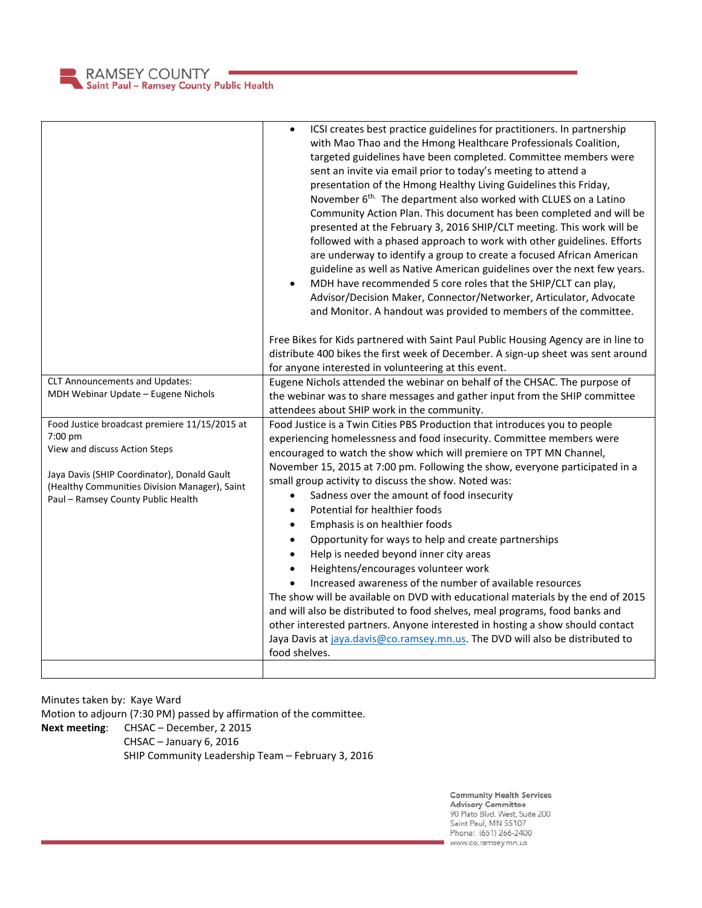| | |
|---|---|
| | • ICSI creates best practice guidelines for practitioners. In partnership with Mao Thao and the Hmong Healthcare Professionals Coalition, targeted guidelines have been completed. Committee members were sent an invite via email prior to today's meeting to attend a presentation of the Hmong Healthy Living Guidelines this Friday, November 6th. The department also worked with CLUES on a Latino Community Action Plan. This document has been completed and will be presented at the February 3, 2016 SHIP/CLT meeting. This work will be followed with a phased approach to work with other guidelines. Efforts are underway to identify a group to create a focused African American guideline as well as Native American guidelines over the next few years.<br>• MDH have recommended 5 core roles that the SHIP/CLT can play, Advisor/Decision Maker, Connector/Networker, Articulator, Advocate and Monitor. A handout was provided to members of the committee.<br><br>Free Bikes for Kids partnered with Saint Paul Public Housing Agency are in line to distribute 400 bikes the first week of December. A sign-up sheet was sent around for anyone interested in volunteering at this event. |
| CLT Announcements and Updates:<br>MDH Webinar Update – Eugene Nichols | Eugene Nichols attended the webinar on behalf of the CHSAC. The purpose of the webinar was to share messages and gather input from the SHIP committee attendees about SHIP work in the community. |
| Food Justice broadcast premiere 11/15/2015 at 7:00 pm<br>View and discuss Action Steps<br><br>Jaya Davis (SHIP Coordinator), Donald Gault (Healthy Communities Division Manager), Saint Paul – Ramsey County Public Health | Food Justice is a Twin Cities PBS Production that introduces you to people experiencing homelessness and food insecurity. Committee members were encouraged to watch the show which will premiere on TPT MN Channel, November 15, 2015 at 7:00 pm. Following the show, everyone participated in a small group activity to discuss the show. Noted was:<br>• Sadness over the amount of food insecurity<br>• Potential for healthier foods<br>• Emphasis is on healthier foods<br>• Opportunity for ways to help and create partnerships<br>• Help is needed beyond inner city areas<br>• Heightens/encourages volunteer work<br>• Increased awareness of the number of available resources<br>The show will be available on DVD with educational materials by the end of 2015 and will also be distributed to food shelves, meal programs, food banks and other interested partners. Anyone interested in hosting a show should contact Jaya Davis at jaya.davis@co.ramsey.mn.us. The DVD will also be distributed to food shelves. |
| | |

Minutes taken by: Kaye Ward
Motion to adjourn (7:30 PM) passed by affirmation of the committee.
**Next meeting**: CHSAC – December, 2 2015
CHSAC – January 6, 2016
SHIP Community Leadership Team – February 3, 2016

Community Health Services Advisory Committee
90 Plato Blvd. West, Suite 200
Saint Paul, MN 55107
Phone: (651) 266-2400
www.co.ramsey.mn.us